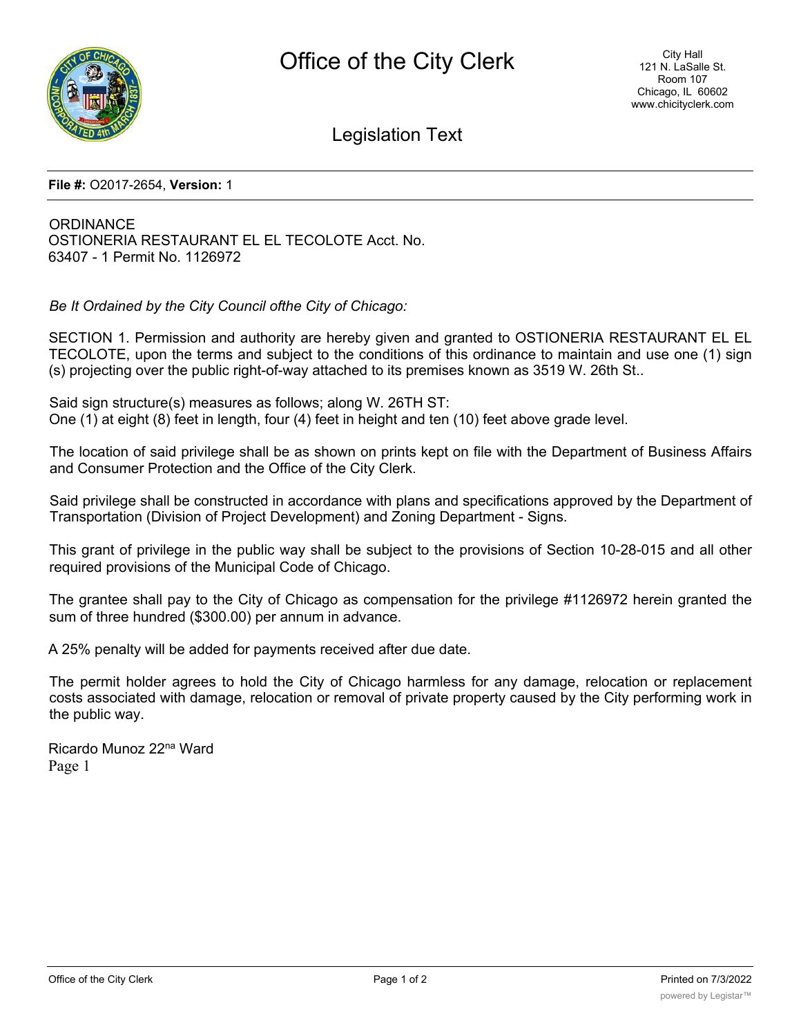# Office of the City Clerk

## Legislation Text

**File #:** O2017-2654, **Version:** 1

ORDINANCE
OSTIONERIA RESTAURANT EL EL TECOLOTE Acct. No. 63407 - 1 Permit No. 1126972

*Be It Ordained by the City Council ofthe City of Chicago:*

SECTION 1. Permission and authority are hereby given and granted to OSTIONERIA RESTAURANT EL EL TECOLOTE, upon the terms and subject to the conditions of this ordinance to maintain and use one (1) sign (s) projecting over the public right-of-way attached to its premises known as 3519 W. 26th St..

Said sign structure(s) measures as follows; along W. 26TH ST:
One (1) at eight (8) feet in length, four (4) feet in height and ten (10) feet above grade level.

The location of said privilege shall be as shown on prints kept on file with the Department of Business Affairs and Consumer Protection and the Office of the City Clerk.

Said privilege shall be constructed in accordance with plans and specifications approved by the Department of Transportation (Division of Project Development) and Zoning Department - Signs.

This grant of privilege in the public way shall be subject to the provisions of Section 10-28-015 and all other required provisions of the Municipal Code of Chicago.

The grantee shall pay to the City of Chicago as compensation for the privilege #1126972 herein granted the sum of three hundred ($300.00) per annum in advance.

A 25% penalty will be added for payments received after due date.

The permit holder agrees to hold the City of Chicago harmless for any damage, relocation or replacement costs associated with damage, relocation or removal of private property caused by the City performing work in the public way.

Ricardo Munoz 22na Ward
Page 1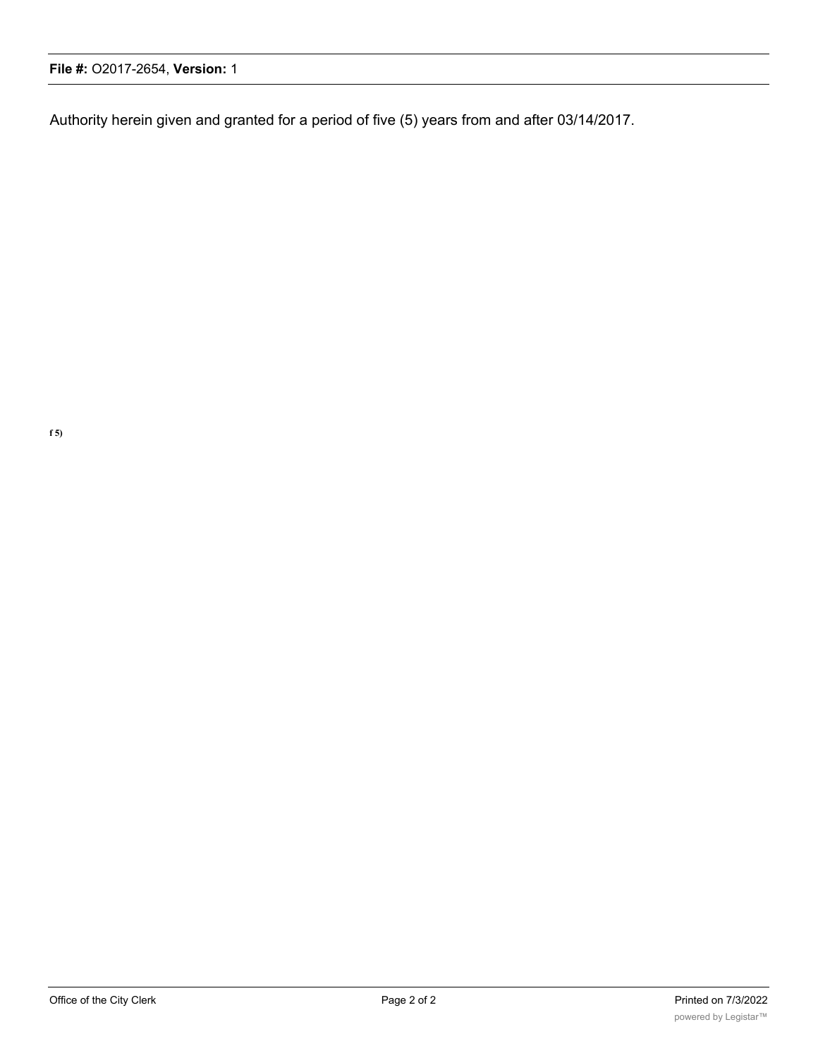Authority herein given and granted for a period of five (5) years from and after 03/14/2017.

f 5)